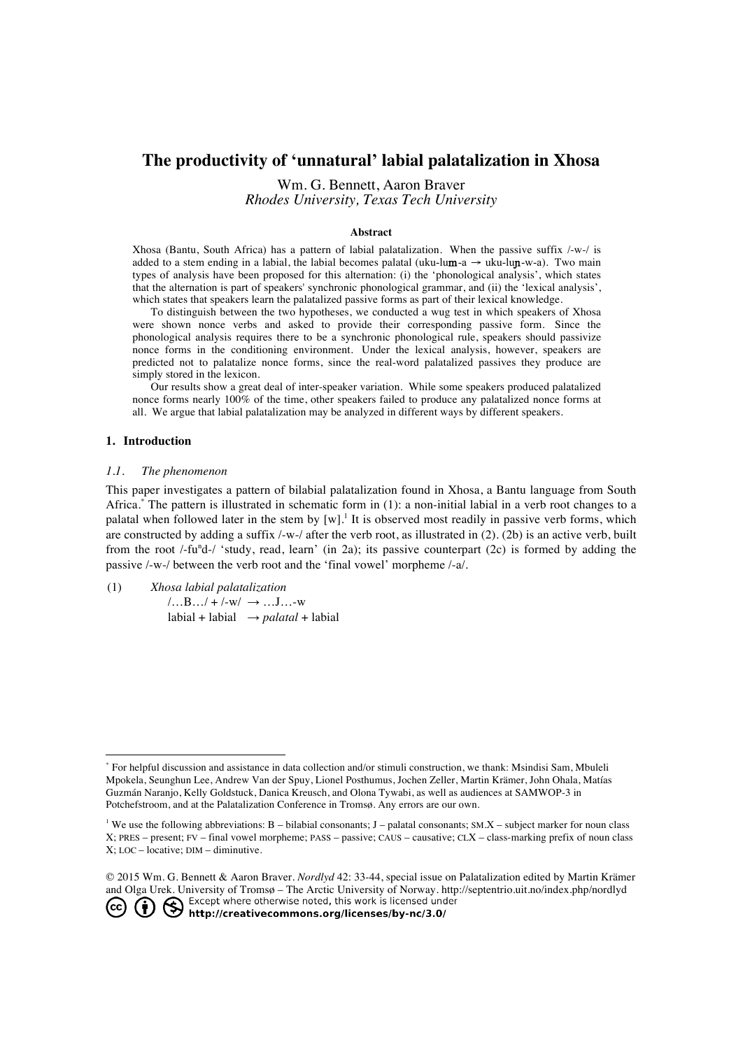# The productivity of 'unnatural' labial palatalization in Xhosa

Wm. G. Bennett, Aaron Braver
*Rhodes University, Texas Tech University*

#### Abstract

Xhosa (Bantu, South Africa) has a pattern of labial palatalization. When the passive suffix /-w-/ is added to a stem ending in a labial, the labial becomes palatal (uku-lu**m**-a → uku-lu**ɲ**-w-a). Two main types of analysis have been proposed for this alternation: (i) the 'phonological analysis', which states that the alternation is part of speakers' synchronic phonological grammar, and (ii) the 'lexical analysis', which states that speakers learn the palatalized passive forms as part of their lexical knowledge.

To distinguish between the two hypotheses, we conducted a wug test in which speakers of Xhosa were shown nonce verbs and asked to provide their corresponding passive form. Since the phonological analysis requires there to be a synchronic phonological rule, speakers should passivize nonce forms in the conditioning environment. Under the lexical analysis, however, speakers are predicted not to palatalize nonce forms, since the real-word palatalized passives they produce are simply stored in the lexicon.

Our results show a great deal of inter-speaker variation. While some speakers produced palatalized nonce forms nearly 100% of the time, other speakers failed to produce any palatalized nonce forms at all. We argue that labial palatalization may be analyzed in different ways by different speakers.

## 1. Introduction

### *1.1. The phenomenon*

This paper investigates a pattern of bilabial palatalization found in Xhosa, a Bantu language from South Africa.[*] The pattern is illustrated in schematic form in (1): a non-initial labial in a verb root changes to a palatal when followed later in the stem by [w].[1] It is observed most readily in passive verb forms, which are constructed by adding a suffix /-w-/ after the verb root, as illustrated in (2). (2b) is an active verb, built from the root /-fuⁿd-/ 'study, read, learn' (in 2a); its passive counterpart (2c) is formed by adding the passive /-w-/ between the verb root and the 'final vowel' morpheme /-a/.

(1) *Xhosa labial palatalization*
 /…B…/ + /-w/ → …J…-w
 labial + labial → *palatal* + labial

---

[*] For helpful discussion and assistance in data collection and/or stimuli construction, we thank: Msindisi Sam, Mbuleli Mpokela, Seunghun Lee, Andrew Van der Spuy, Lionel Posthumus, Jochen Zeller, Martin Krämer, John Ohala, Matías Guzmán Naranjo, Kelly Goldstuck, Danica Kreusch, and Olona Tywabi, as well as audiences at SAMWOP-3 in Potchefstroom, and at the Palatalization Conference in Tromsø. Any errors are our own.

[1] We use the following abbreviations: B – bilabial consonants; J – palatal consonants; SM.X – subject marker for noun class X; PRES – present; FV – final vowel morpheme; PASS – passive; CAUS – causative; CLX – class-marking prefix of noun class X; LOC – locative; DIM – diminutive.

© 2015 Wm. G. Bennett & Aaron Braver. *Nordlyd* 42: 33-44, special issue on Palatalization edited by Martin Krämer and Olga Urek. University of Tromsø – The Arctic University of Norway. http://septentrio.uit.no/index.php/nordlyd
Except where otherwise noted, this work is licensed under **http://creativecommons.org/licenses/by-nc/3.0/**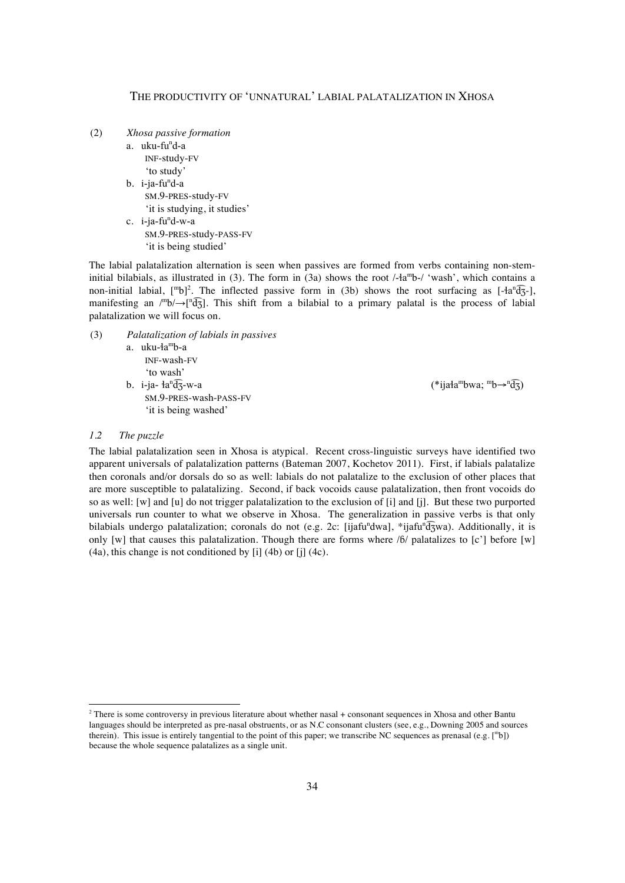(2) *Xhosa passive formation*

a. uku-fu$^{n}$d-a
   INF-study-FV
   'to study'

b. i-ja-fu$^{n}$d-a
   SM.9-PRES-study-FV
   'it is studying, it studies'

c. i-ja-fu$^{n}$d-w-a
   SM.9-PRES-study-PASS-FV
   'it is being studied'

The labial palatalization alternation is seen when passives are formed from verbs containing non-stem-initial bilabials, as illustrated in (3). The form in (3a) shows the root /-ɬa$^{m}$b-/ 'wash', which contains a non-initial labial, [$^{m}$b][2]. The inflected passive form in (3b) shows the root surfacing as [-ɬa$^{n}$d͡ʒ-], manifesting an /$^{m}$b/→[$^{n}$d͡ʒ]. This shift from a bilabial to a primary palatal is the process of labial palatalization we will focus on.

(3) *Palatalization of labials in passives*

a. uku-ɬa$^{m}$b-a
   INF-wash-FV
   'to wash'

b. i-ja- ɬa$^{n}$d͡ʒ-w-a     (*ijaɬa$^{m}$bwa; $^{m}$b→$^{n}$d͡ʒ)
   SM.9-PRES-wash-PASS-FV
   'it is being washed'

### *1.2 The puzzle*

The labial palatalization seen in Xhosa is atypical. Recent cross-linguistic surveys have identified two apparent universals of palatalization patterns (Bateman 2007, Kochetov 2011). First, if labials palatalize then coronals and/or dorsals do so as well: labials do not palatalize to the exclusion of other places that are more susceptible to palatalizing. Second, if back vocoids cause palatalization, then front vocoids do so as well: [w] and [u] do not trigger palatalization to the exclusion of [i] and [j]. But these two purported universals run counter to what we observe in Xhosa. The generalization in passive verbs is that only bilabials undergo palatalization; coronals do not (e.g. 2c: [ijafu$^{n}$dwa], *ijafu$^{n}$d͡ʒwa). Additionally, it is only [w] that causes this palatalization. Though there are forms where /ɓ/ palatalizes to [c'] before [w] (4a), this change is not conditioned by [i] (4b) or [j] (4c).

---

[2] There is some controversy in previous literature about whether nasal + consonant sequences in Xhosa and other Bantu languages should be interpreted as pre-nasal obstruents, or as N.C consonant clusters (see, e.g., Downing 2005 and sources therein). This issue is entirely tangential to the point of this paper; we transcribe NC sequences as prenasal (e.g. [$^{m}$b]) because the whole sequence palatalizes as a single unit.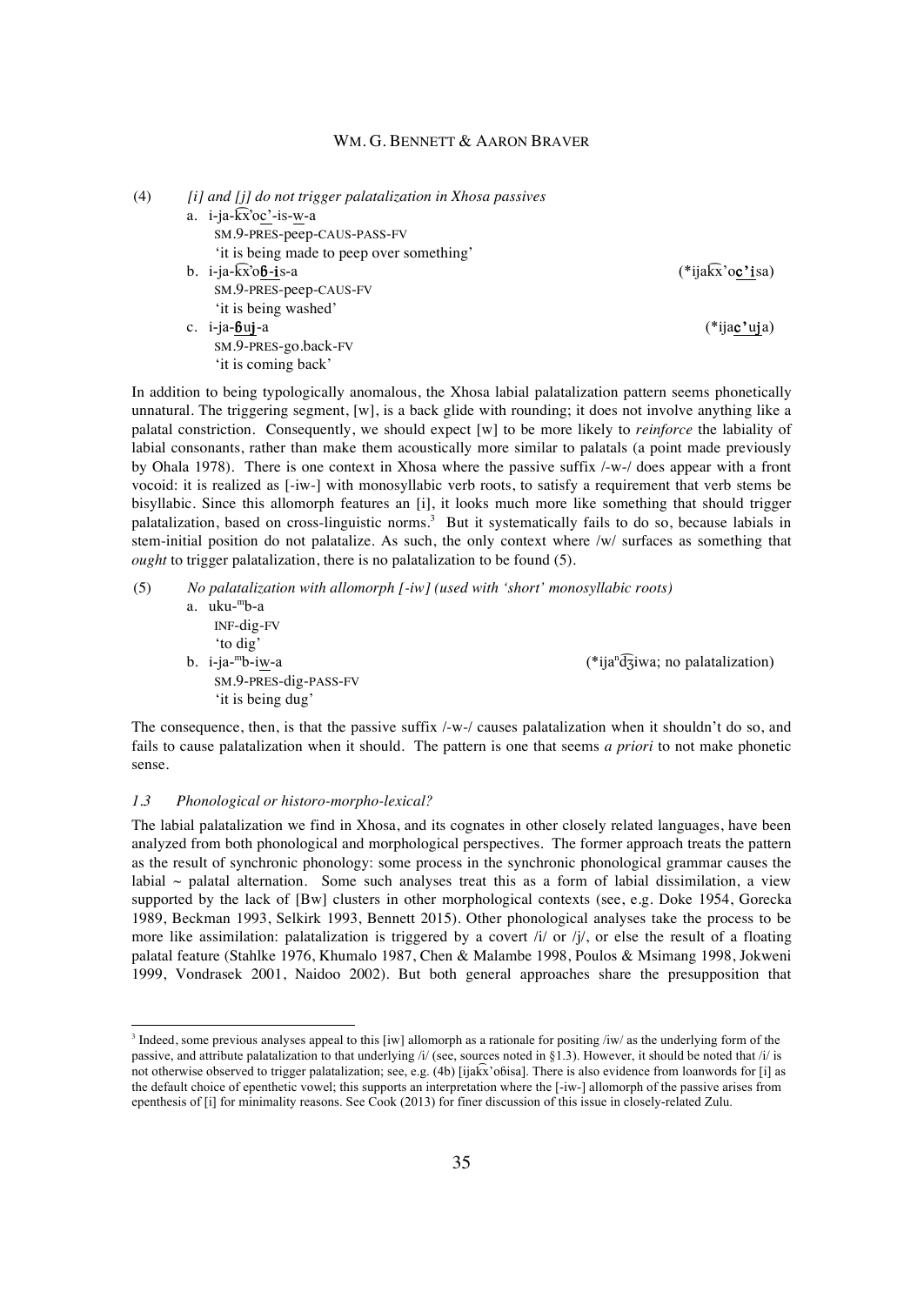(4) *[i] and [j] do not trigger palatalization in Xhosa passives*

a. i-ja-k͡x'oc'-is-w-a
   SM.9-PRES-peep-CAUS-PASS-FV
   'it is being made to peep over something'

b. i-ja-k͡x'oɓ-is-a (*ijak͡x'oc'isa)
   SM.9-PRES-peep-CAUS-FV
   'it is being washed'

c. i-ja-ɓuj-a (*ijac'uja)
   SM.9-PRES-go.back-FV
   'it is coming back'

In addition to being typologically anomalous, the Xhosa labial palatalization pattern seems phonetically unnatural. The triggering segment, [w], is a back glide with rounding; it does not involve anything like a palatal constriction. Consequently, we should expect [w] to be more likely to *reinforce* the labiality of labial consonants, rather than make them acoustically more similar to palatals (a point made previously by Ohala 1978). There is one context in Xhosa where the passive suffix /-w-/ does appear with a front vocoid: it is realized as [-iw-] with monosyllabic verb roots, to satisfy a requirement that verb stems be bisyllabic. Since this allomorph features an [i], it looks much more like something that should trigger palatalization, based on cross-linguistic norms.[3] But it systematically fails to do so, because labials in stem-initial position do not palatalize. As such, the only context where /w/ surfaces as something that *ought* to trigger palatalization, there is no palatalization to be found (5).

(5) *No palatalization with allomorph [-iw] (used with 'short' monosyllabic roots)*

a. uku-ᵐb-a
   INF-dig-FV
   'to dig'

b. i-ja-ᵐb-iw-a (*ijaⁿd͡ʒiwa; no palatalization)
   SM.9-PRES-dig-PASS-FV
   'it is being dug'

The consequence, then, is that the passive suffix /-w-/ causes palatalization when it shouldn't do so, and fails to cause palatalization when it should. The pattern is one that seems *a priori* to not make phonetic sense.

### *1.3 Phonological or historo-morpho-lexical?*

The labial palatalization we find in Xhosa, and its cognates in other closely related languages, have been analyzed from both phonological and morphological perspectives. The former approach treats the pattern as the result of synchronic phonology: some process in the synchronic phonological grammar causes the labial ~ palatal alternation. Some such analyses treat this as a form of labial dissimilation, a view supported by the lack of [Bw] clusters in other morphological contexts (see, e.g. Doke 1954, Gorecka 1989, Beckman 1993, Selkirk 1993, Bennett 2015). Other phonological analyses take the process to be more like assimilation: palatalization is triggered by a covert /i/ or /j/, or else the result of a floating palatal feature (Stahlke 1976, Khumalo 1987, Chen & Malambe 1998, Poulos & Msimang 1998, Jokweni 1999, Vondrasek 2001, Naidoo 2002). But both general approaches share the presupposition that

---

[3] Indeed, some previous analyses appeal to this [iw] allomorph as a rationale for positing /iw/ as the underlying form of the passive, and attribute palatalization to that underlying /i/ (see, sources noted in §1.3). However, it should be noted that /i/ is not otherwise observed to trigger palatalization; see, e.g. (4b) [ijak͡x'oɓisa]. There is also evidence from loanwords for [i] as the default choice of epenthetic vowel; this supports an interpretation where the [-iw-] allomorph of the passive arises from epenthesis of [i] for minimality reasons. See Cook (2013) for finer discussion of this issue in closely-related Zulu.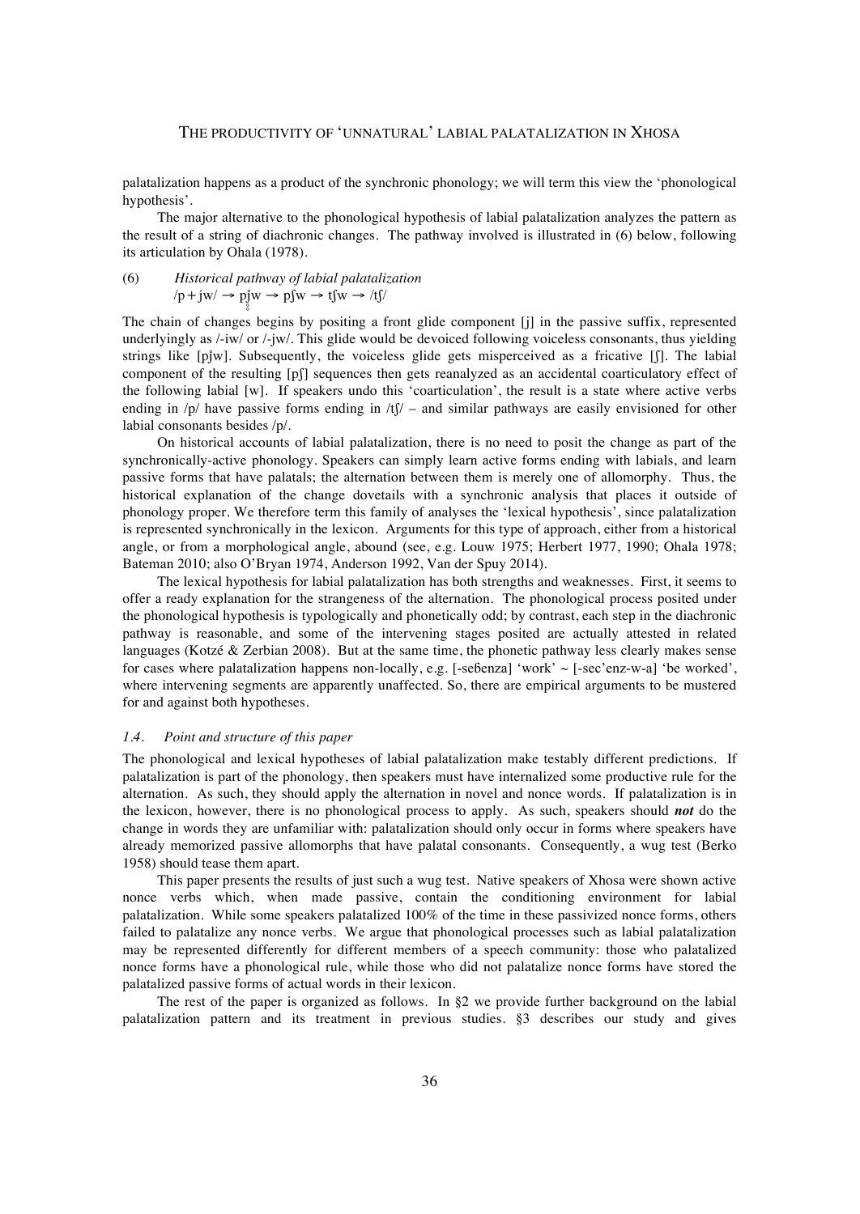palatalization happens as a product of the synchronic phonology; we will term this view the 'phonological hypothesis'.

The major alternative to the phonological hypothesis of labial palatalization analyzes the pattern as the result of a string of diachronic changes. The pathway involved is illustrated in (6) below, following its articulation by Ohala (1978).

(6) *Historical pathway of labial palatalization*
/p + jw/ → pj̊w → pʃw → tʃw → /tʃ/

The chain of changes begins by positing a front glide component [j] in the passive suffix, represented underlyingly as /-iw/ or /-jw/. This glide would be devoiced following voiceless consonants, thus yielding strings like [pj̊w]. Subsequently, the voiceless glide gets misperceived as a fricative [ʃ]. The labial component of the resulting [pʃ] sequences then gets reanalyzed as an accidental coarticulatory effect of the following labial [w]. If speakers undo this 'coarticulation', the result is a state where active verbs ending in /p/ have passive forms ending in /tʃ/ – and similar pathways are easily envisioned for other labial consonants besides /p/.

On historical accounts of labial palatalization, there is no need to posit the change as part of the synchronically-active phonology. Speakers can simply learn active forms ending with labials, and learn passive forms that have palatals; the alternation between them is merely one of allomorphy. Thus, the historical explanation of the change dovetails with a synchronic analysis that places it outside of phonology proper. We therefore term this family of analyses the 'lexical hypothesis', since palatalization is represented synchronically in the lexicon. Arguments for this type of approach, either from a historical angle, or from a morphological angle, abound (see, e.g. Louw 1975; Herbert 1977, 1990; Ohala 1978; Bateman 2010; also O'Bryan 1974, Anderson 1992, Van der Spuy 2014).

The lexical hypothesis for labial palatalization has both strengths and weaknesses. First, it seems to offer a ready explanation for the strangeness of the alternation. The phonological process posited under the phonological hypothesis is typologically and phonetically odd; by contrast, each step in the diachronic pathway is reasonable, and some of the intervening stages posited are actually attested in related languages (Kotzé & Zerbian 2008). But at the same time, the phonetic pathway less clearly makes sense for cases where palatalization happens non-locally, e.g. [-seɓenza] 'work' ~ [-sec'enz-w-a] 'be worked', where intervening segments are apparently unaffected. So, there are empirical arguments to be mustered for and against both hypotheses.

### *1.4. Point and structure of this paper*

The phonological and lexical hypotheses of labial palatalization make testably different predictions. If palatalization is part of the phonology, then speakers must have internalized some productive rule for the alternation. As such, they should apply the alternation in novel and nonce words. If palatalization is in the lexicon, however, there is no phonological process to apply. As such, speakers should ***not*** do the change in words they are unfamiliar with: palatalization should only occur in forms where speakers have already memorized passive allomorphs that have palatal consonants. Consequently, a wug test (Berko 1958) should tease them apart.

This paper presents the results of just such a wug test. Native speakers of Xhosa were shown active nonce verbs which, when made passive, contain the conditioning environment for labial palatalization. While some speakers palatalized 100% of the time in these passivized nonce forms, others failed to palatalize any nonce verbs. We argue that phonological processes such as labial palatalization may be represented differently for different members of a speech community: those who palatalized nonce forms have a phonological rule, while those who did not palatalize nonce forms have stored the palatalized passive forms of actual words in their lexicon.

The rest of the paper is organized as follows. In §2 we provide further background on the labial palatalization pattern and its treatment in previous studies. §3 describes our study and gives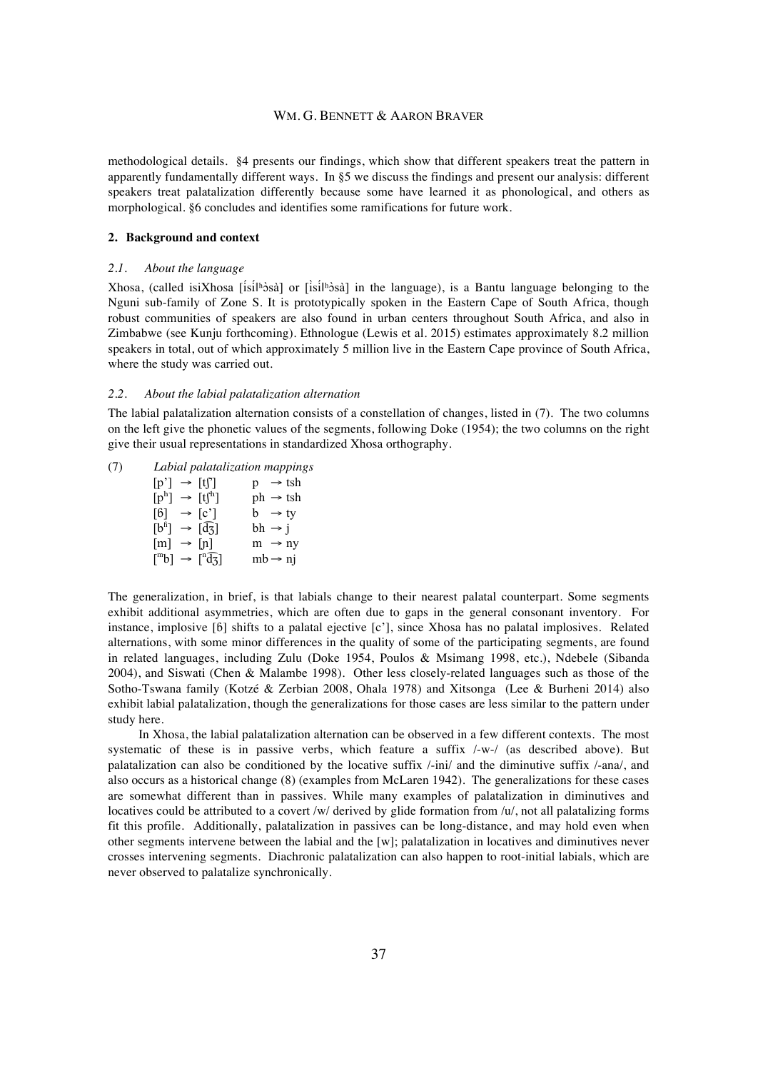methodological details. §4 presents our findings, which show that different speakers treat the pattern in apparently fundamentally different ways. In §5 we discuss the findings and present our analysis: different speakers treat palatalization differently because some have learned it as phonological, and others as morphological. §6 concludes and identifies some ramifications for future work.

## 2. Background and context

### *2.1. About the language*

Xhosa, (called isiXhosa [ísíɬʰɔ̀sà] or [ìsíɬʰɔ̀sà] in the language), is a Bantu language belonging to the Nguni sub-family of Zone S. It is prototypically spoken in the Eastern Cape of South Africa, though robust communities of speakers are also found in urban centers throughout South Africa, and also in Zimbabwe (see Kunju forthcoming). Ethnologue (Lewis et al. 2015) estimates approximately 8.2 million speakers in total, out of which approximately 5 million live in the Eastern Cape province of South Africa, where the study was carried out.

### *2.2. About the labial palatalization alternation*

The labial palatalization alternation consists of a constellation of changes, listed in (7). The two columns on the left give the phonetic values of the segments, following Doke (1954); the two columns on the right give their usual representations in standardized Xhosa orthography.

(7) *Labial palatalization mappings*

| | | | |
|---|---|---|---|
| [p’] | → [tʃ’] | p | → tsh |
| [pʰ] | → [tʃʰ] | ph | → tsh |
| [ɓ] | → [c’] | b | → ty |
| [bʱ] | → [d͡ʒ] | bh | → j |
| [m] | → [ɲ] | m | → ny |
| [ᵐb] | → [ⁿd͡ʒ] | mb | → nj |

The generalization, in brief, is that labials change to their nearest palatal counterpart. Some segments exhibit additional asymmetries, which are often due to gaps in the general consonant inventory. For instance, implosive [ɓ] shifts to a palatal ejective [c’], since Xhosa has no palatal implosives. Related alternations, with some minor differences in the quality of some of the participating segments, are found in related languages, including Zulu (Doke 1954, Poulos & Msimang 1998, etc.), Ndebele (Sibanda 2004), and Siswati (Chen & Malambe 1998). Other less closely-related languages such as those of the Sotho-Tswana family (Kotzé & Zerbian 2008, Ohala 1978) and Xitsonga (Lee & Burheni 2014) also exhibit labial palatalization, though the generalizations for those cases are less similar to the pattern under study here.

In Xhosa, the labial palatalization alternation can be observed in a few different contexts. The most systematic of these is in passive verbs, which feature a suffix /-w-/ (as described above). But palatalization can also be conditioned by the locative suffix /-ini/ and the diminutive suffix /-ana/, and also occurs as a historical change (8) (examples from McLaren 1942). The generalizations for these cases are somewhat different than in passives. While many examples of palatalization in diminutives and locatives could be attributed to a covert /w/ derived by glide formation from /u/, not all palatalizing forms fit this profile. Additionally, palatalization in passives can be long-distance, and may hold even when other segments intervene between the labial and the [w]; palatalization in locatives and diminutives never crosses intervening segments. Diachronic palatalization can also happen to root-initial labials, which are never observed to palatalize synchronically.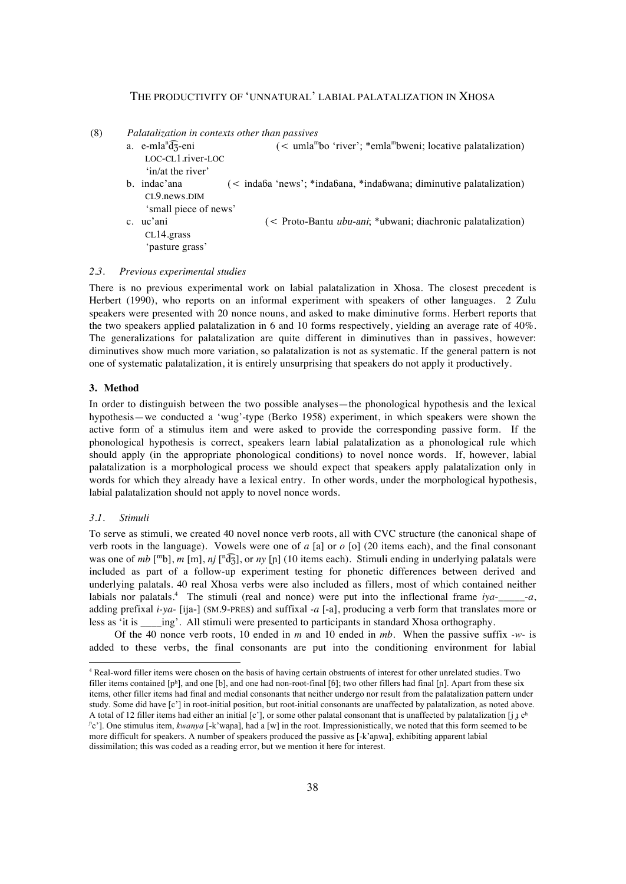(8) *Palatalization in contexts other than passives*

a. e-mla[n]d͡ʒ-eni (< umla[m]bo 'river'; *emla[m]bweni; locative palatalization)
   LOC-CL1.river-LOC
   'in/at the river'

b. indac'ana (< indaɓa 'news'; *indaɓana, *indaɓwana; diminutive palatalization)
   CL9.news.DIM
   'small piece of news'

c. uc'ani (< Proto-Bantu *ubu-ani*; *ubwani; diachronic palatalization)
   CL14.grass
   'pasture grass'

### 2.3. *Previous experimental studies*

There is no previous experimental work on labial palatalization in Xhosa. The closest precedent is Herbert (1990), who reports on an informal experiment with speakers of other languages. 2 Zulu speakers were presented with 20 nonce nouns, and asked to make diminutive forms. Herbert reports that the two speakers applied palatalization in 6 and 10 forms respectively, yielding an average rate of 40%. The generalizations for palatalization are quite different in diminutives than in passives, however: diminutives show much more variation, so palatalization is not as systematic. If the general pattern is not one of systematic palatalization, it is entirely unsurprising that speakers do not apply it productively.

## 3. Method

In order to distinguish between the two possible analyses—the phonological hypothesis and the lexical hypothesis—we conducted a 'wug'-type (Berko 1958) experiment, in which speakers were shown the active form of a stimulus item and were asked to provide the corresponding passive form. If the phonological hypothesis is correct, speakers learn labial palatalization as a phonological rule which should apply (in the appropriate phonological conditions) to novel nonce words. If, however, labial palatalization is a morphological process we should expect that speakers apply palatalization only in words for which they already have a lexical entry. In other words, under the morphological hypothesis, labial palatalization should not apply to novel nonce words.

### 3.1. *Stimuli*

To serve as stimuli, we created 40 novel nonce verb roots, all with CVC structure (the canonical shape of verb roots in the language). Vowels were one of *a* [a] or *o* [o] (20 items each), and the final consonant was one of *mb* [[m]b], *m* [m], *nj* [[n]d͡ʒ], or *ny* [ɲ] (10 items each). Stimuli ending in underlying palatals were included as part of a follow-up experiment testing for phonetic differences between derived and underlying palatals. 40 real Xhosa verbs were also included as fillers, most of which contained neither labials nor palatals.[4] The stimuli (real and nonce) were put into the inflectional frame *iya-_____-a*, adding prefixal *i-ya-* [ija-] (SM.9-PRES) and suffixal *-a* [-a], producing a verb form that translates more or less as 'it is ____ing'. All stimuli were presented to participants in standard Xhosa orthography.

Of the 40 nonce verb roots, 10 ended in *m* and 10 ended in *mb*. When the passive suffix *-w-* is added to these verbs, the final consonants are put into the conditioning environment for labial

---

[4] Real-word filler items were chosen on the basis of having certain obstruents of interest for other unrelated studies. Two filler items contained [pʰ], and one [b], and one had non-root-final [ɓ]; two other fillers had final [ɲ]. Apart from these six items, other filler items had final and medial consonants that neither undergo nor result from the palatalization pattern under study. Some did have [c'] in root-initial position, but root-initial consonants are unaffected by palatalization, as noted above. A total of 12 filler items had either an initial [c'], or some other palatal consonant that is unaffected by palatalization [j ɟ cʰ [ɲ]c']. One stimulus item, *kwanya* [-k'waɲa], had a [w] in the root. Impressionistically, we noted that this form seemed to be more difficult for speakers. A number of speakers produced the passive as [-k'aɲwa], exhibiting apparent labial dissimilation; this was coded as a reading error, but we mention it here for interest.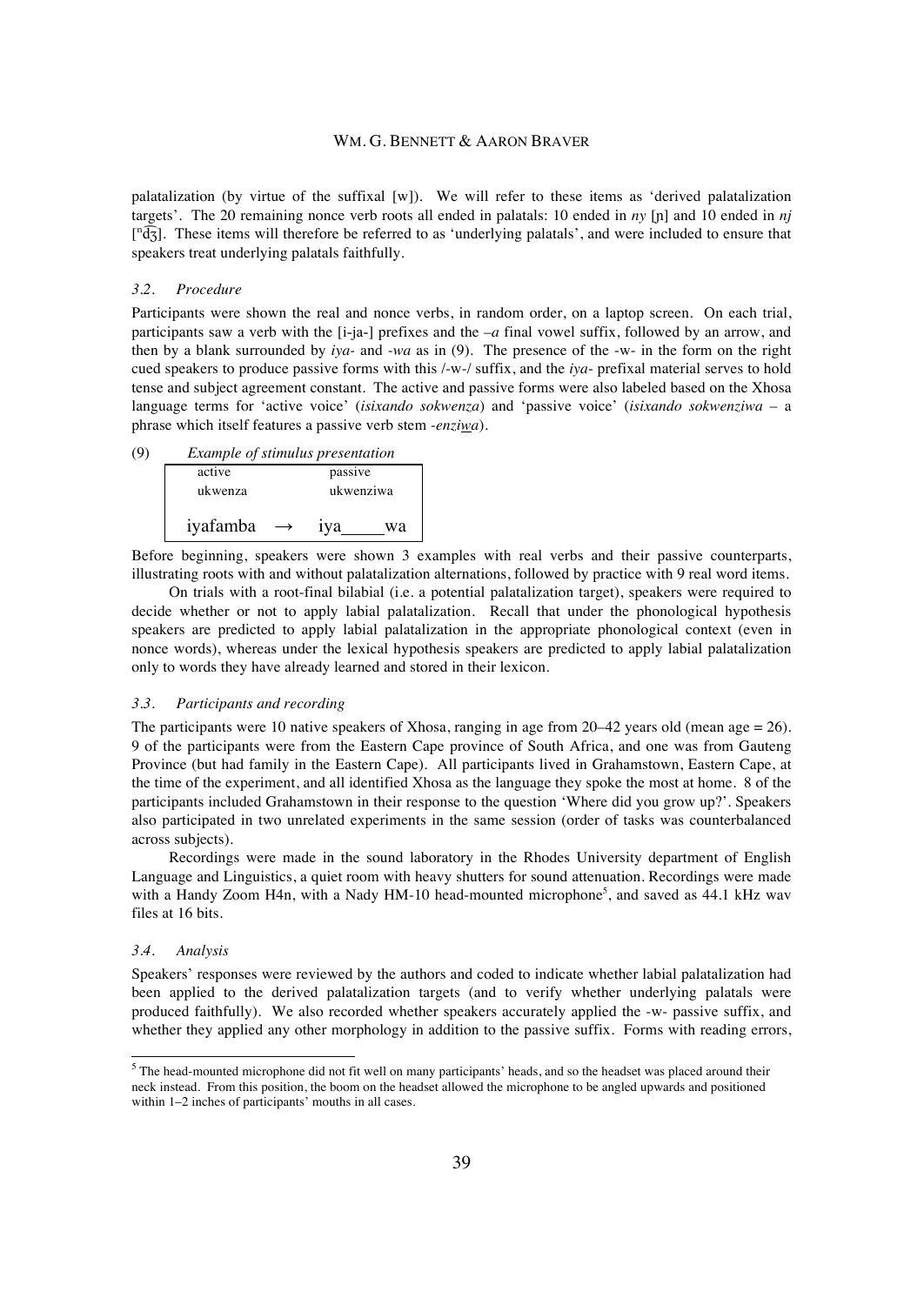palatalization (by virtue of the suffixal [w]). We will refer to these items as 'derived palatalization targets'. The 20 remaining nonce verb roots all ended in palatals: 10 ended in *ny* [ɲ] and 10 ended in *nj* [ⁿd͡ʒ]. These items will therefore be referred to as 'underlying palatals', and were included to ensure that speakers treat underlying palatals faithfully.

### *3.2. Procedure*

Participants were shown the real and nonce verbs, in random order, on a laptop screen. On each trial, participants saw a verb with the [i-ja-] prefixes and the *–a* final vowel suffix, followed by an arrow, and then by a blank surrounded by *iya-* and *-wa* as in (9). The presence of the -w- in the form on the right cued speakers to produce passive forms with this /-w-/ suffix, and the *iya-* prefixal material serves to hold tense and subject agreement constant. The active and passive forms were also labeled based on the Xhosa language terms for 'active voice' (*isixando sokwenza*) and 'passive voice' (*isixando sokwenziwa* – a phrase which itself features a passive verb stem *-enzi<u>w</u>a*).

(9) *Example of stimulus presentation*

| active<br>ukwenza | | passive<br>ukwenziwa |
|---|---|---|
| iyafamba | → | iya\_\_\_\_\_wa |

Before beginning, speakers were shown 3 examples with real verbs and their passive counterparts, illustrating roots with and without palatalization alternations, followed by practice with 9 real word items.

On trials with a root-final bilabial (i.e. a potential palatalization target), speakers were required to decide whether or not to apply labial palatalization. Recall that under the phonological hypothesis speakers are predicted to apply labial palatalization in the appropriate phonological context (even in nonce words), whereas under the lexical hypothesis speakers are predicted to apply labial palatalization only to words they have already learned and stored in their lexicon.

### *3.3. Participants and recording*

The participants were 10 native speakers of Xhosa, ranging in age from 20–42 years old (mean age = 26). 9 of the participants were from the Eastern Cape province of South Africa, and one was from Gauteng Province (but had family in the Eastern Cape). All participants lived in Grahamstown, Eastern Cape, at the time of the experiment, and all identified Xhosa as the language they spoke the most at home. 8 of the participants included Grahamstown in their response to the question 'Where did you grow up?'. Speakers also participated in two unrelated experiments in the same session (order of tasks was counterbalanced across subjects).

Recordings were made in the sound laboratory in the Rhodes University department of English Language and Linguistics, a quiet room with heavy shutters for sound attenuation. Recordings were made with a Handy Zoom H4n, with a Nady HM-10 head-mounted microphone[5], and saved as 44.1 kHz wav files at 16 bits.

### *3.4. Analysis*

Speakers' responses were reviewed by the authors and coded to indicate whether labial palatalization had been applied to the derived palatalization targets (and to verify whether underlying palatals were produced faithfully). We also recorded whether speakers accurately applied the -w- passive suffix, and whether they applied any other morphology in addition to the passive suffix. Forms with reading errors,

[5] The head-mounted microphone did not fit well on many participants' heads, and so the headset was placed around their neck instead. From this position, the boom on the headset allowed the microphone to be angled upwards and positioned within 1–2 inches of participants' mouths in all cases.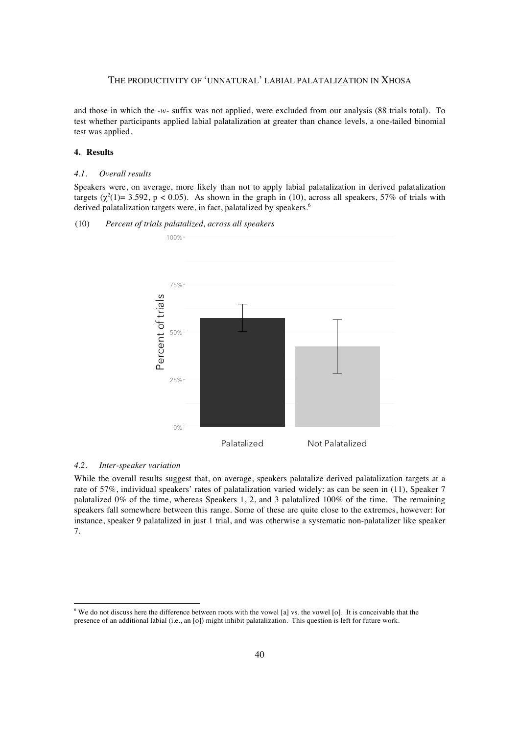and those in which the *-w-* suffix was not applied, were excluded from our analysis (88 trials total). To test whether participants applied labial palatalization at greater than chance levels, a one-tailed binomial test was applied.

## 4. Results

### 4.1. Overall results

Speakers were, on average, more likely than not to apply labial palatalization in derived palatalization targets ($\chi^2(1)= 3.592$, $p < 0.05$). As shown in the graph in (10), across all speakers, 57% of trials with derived palatalization targets were, in fact, palatalized by speakers.[6]

(10) *Percent of trials palatalized, across all speakers*

### 4.2. Inter-speaker variation

While the overall results suggest that, on average, speakers palatalize derived palatalization targets at a rate of 57%, individual speakers' rates of palatalization varied widely: as can be seen in (11), Speaker 7 palatalized 0% of the time, whereas Speakers 1, 2, and 3 palatalized 100% of the time. The remaining speakers fall somewhere between this range. Some of these are quite close to the extremes, however: for instance, speaker 9 palatalized in just 1 trial, and was otherwise a systematic non-palatalizer like speaker 7.

[6] We do not discuss here the difference between roots with the vowel [a] vs. the vowel [o]. It is conceivable that the presence of an additional labial (i.e., an [o]) might inhibit palatalization. This question is left for future work.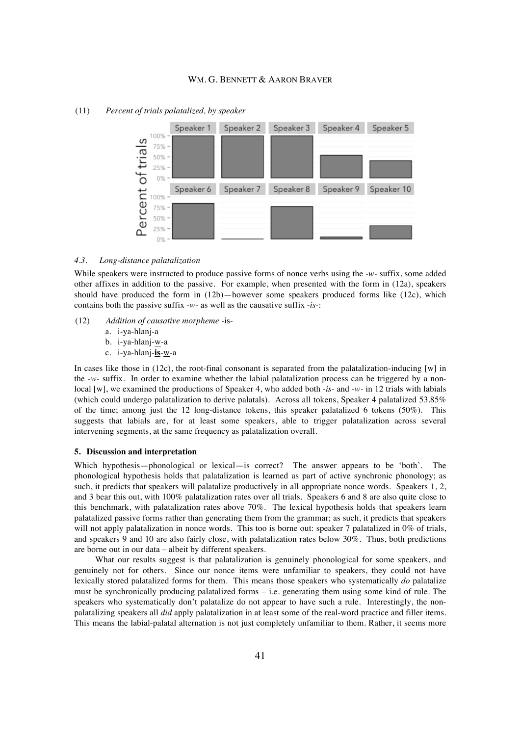(11) *Percent of trials palatalized, by speaker*

### 4.3. Long-distance palatalization

While speakers were instructed to produce passive forms of nonce verbs using the *-w-* suffix, some added other affixes in addition to the passive. For example, when presented with the form in (12a), speakers should have produced the form in (12b)—however some speakers produced forms like (12c), which contains both the passive suffix *-w-* as well as the causative suffix *-is-*:

(12) *Addition of causative morpheme* -is-

a. i-ya-hlanj-a
b. i-ya-hlanj-w-a
c. i-ya-hlanj-**is**-w-a

In cases like those in (12c), the root-final consonant is separated from the palatalization-inducing [w] in the *-w-* suffix. In order to examine whether the labial palatalization process can be triggered by a non-local [w], we examined the productions of Speaker 4, who added both *-is-* and *-w-* in 12 trials with labials (which could undergo palatalization to derive palatals). Across all tokens, Speaker 4 palatalized 53.85% of the time; among just the 12 long-distance tokens, this speaker palatalized 6 tokens (50%). This suggests that labials are, for at least some speakers, able to trigger palatalization across several intervening segments, at the same frequency as palatalization overall.

## 5. Discussion and interpretation

Which hypothesis—phonological or lexical—is correct? The answer appears to be 'both'. The phonological hypothesis holds that palatalization is learned as part of active synchronic phonology; as such, it predicts that speakers will palatalize productively in all appropriate nonce words. Speakers 1, 2, and 3 bear this out, with 100% palatalization rates over all trials. Speakers 6 and 8 are also quite close to this benchmark, with palatalization rates above 70%. The lexical hypothesis holds that speakers learn palatalized passive forms rather than generating them from the grammar; as such, it predicts that speakers will not apply palatalization in nonce words. This too is borne out: speaker 7 palatalized in 0% of trials, and speakers 9 and 10 are also fairly close, with palatalization rates below 30%. Thus, both predictions are borne out in our data – albeit by different speakers.

What our results suggest is that palatalization is genuinely phonological for some speakers, and genuinely not for others. Since our nonce items were unfamiliar to speakers, they could not have lexically stored palatalized forms for them. This means those speakers who systematically *do* palatalize must be synchronically producing palatalized forms – i.e. generating them using some kind of rule. The speakers who systematically don't palatalize do not appear to have such a rule. Interestingly, the non-palatalizing speakers all *did* apply palatalization in at least some of the real-word practice and filler items. This means the labial-palatal alternation is not just completely unfamiliar to them. Rather, it seems more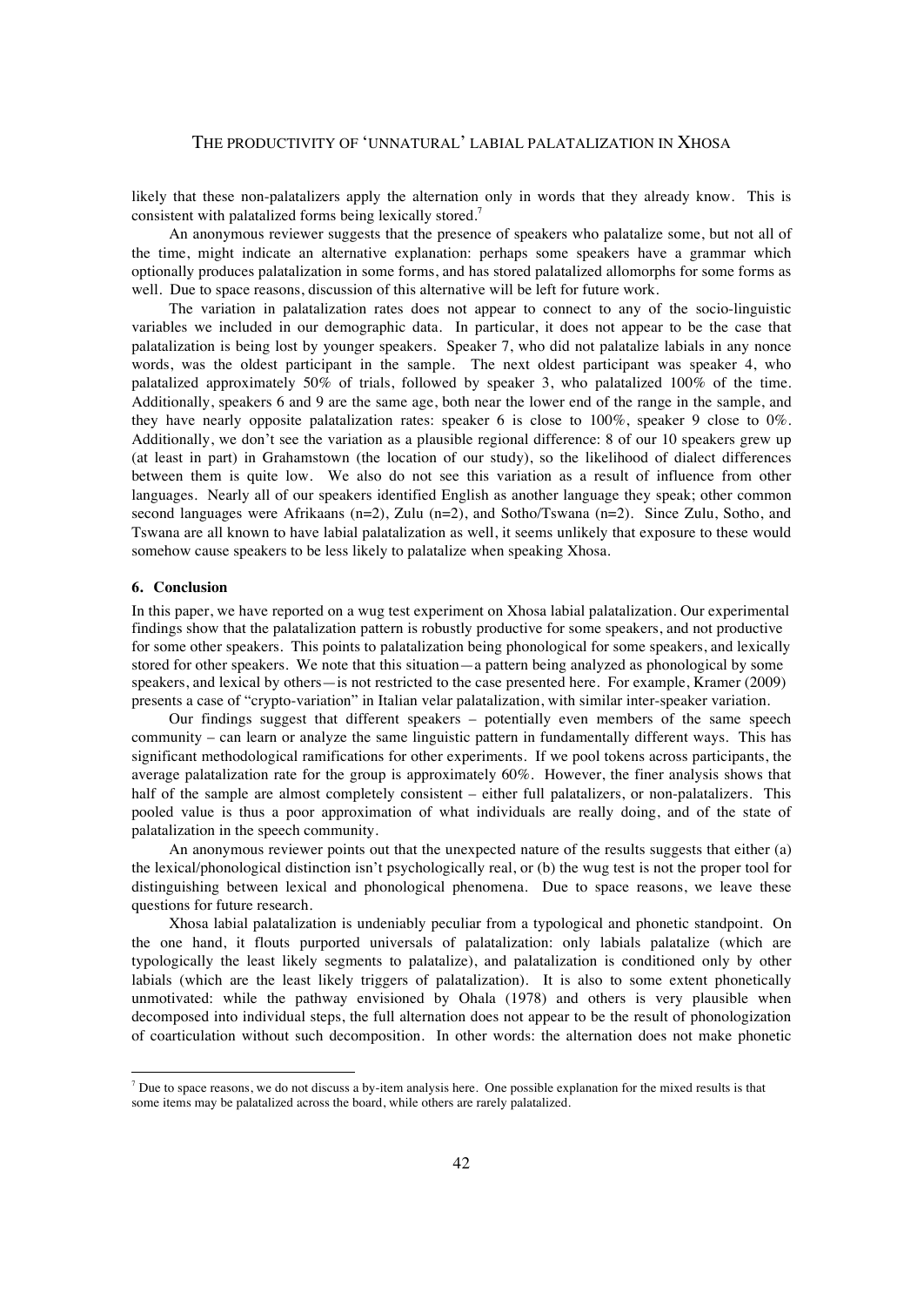likely that these non-palatalizers apply the alternation only in words that they already know. This is consistent with palatalized forms being lexically stored.[7]

An anonymous reviewer suggests that the presence of speakers who palatalize some, but not all of the time, might indicate an alternative explanation: perhaps some speakers have a grammar which optionally produces palatalization in some forms, and has stored palatalized allomorphs for some forms as well. Due to space reasons, discussion of this alternative will be left for future work.

The variation in palatalization rates does not appear to connect to any of the socio-linguistic variables we included in our demographic data. In particular, it does not appear to be the case that palatalization is being lost by younger speakers. Speaker 7, who did not palatalize labials in any nonce words, was the oldest participant in the sample. The next oldest participant was speaker 4, who palatalized approximately 50% of trials, followed by speaker 3, who palatalized 100% of the time. Additionally, speakers 6 and 9 are the same age, both near the lower end of the range in the sample, and they have nearly opposite palatalization rates: speaker 6 is close to 100%, speaker 9 close to 0%. Additionally, we don't see the variation as a plausible regional difference: 8 of our 10 speakers grew up (at least in part) in Grahamstown (the location of our study), so the likelihood of dialect differences between them is quite low. We also do not see this variation as a result of influence from other languages. Nearly all of our speakers identified English as another language they speak; other common second languages were Afrikaans (n=2), Zulu (n=2), and Sotho/Tswana (n=2). Since Zulu, Sotho, and Tswana are all known to have labial palatalization as well, it seems unlikely that exposure to these would somehow cause speakers to be less likely to palatalize when speaking Xhosa.

## 6. Conclusion

In this paper, we have reported on a wug test experiment on Xhosa labial palatalization. Our experimental findings show that the palatalization pattern is robustly productive for some speakers, and not productive for some other speakers. This points to palatalization being phonological for some speakers, and lexically stored for other speakers. We note that this situation—a pattern being analyzed as phonological by some speakers, and lexical by others—is not restricted to the case presented here. For example, Kramer (2009) presents a case of "crypto-variation" in Italian velar palatalization, with similar inter-speaker variation.

Our findings suggest that different speakers – potentially even members of the same speech community – can learn or analyze the same linguistic pattern in fundamentally different ways. This has significant methodological ramifications for other experiments. If we pool tokens across participants, the average palatalization rate for the group is approximately 60%. However, the finer analysis shows that half of the sample are almost completely consistent – either full palatalizers, or non-palatalizers. This pooled value is thus a poor approximation of what individuals are really doing, and of the state of palatalization in the speech community.

An anonymous reviewer points out that the unexpected nature of the results suggests that either (a) the lexical/phonological distinction isn't psychologically real, or (b) the wug test is not the proper tool for distinguishing between lexical and phonological phenomena. Due to space reasons, we leave these questions for future research.

Xhosa labial palatalization is undeniably peculiar from a typological and phonetic standpoint. On the one hand, it flouts purported universals of palatalization: only labials palatalize (which are typologically the least likely segments to palatalize), and palatalization is conditioned only by other labials (which are the least likely triggers of palatalization). It is also to some extent phonetically unmotivated: while the pathway envisioned by Ohala (1978) and others is very plausible when decomposed into individual steps, the full alternation does not appear to be the result of phonologization of coarticulation without such decomposition. In other words: the alternation does not make phonetic

[7] Due to space reasons, we do not discuss a by-item analysis here. One possible explanation for the mixed results is that some items may be palatalized across the board, while others are rarely palatalized.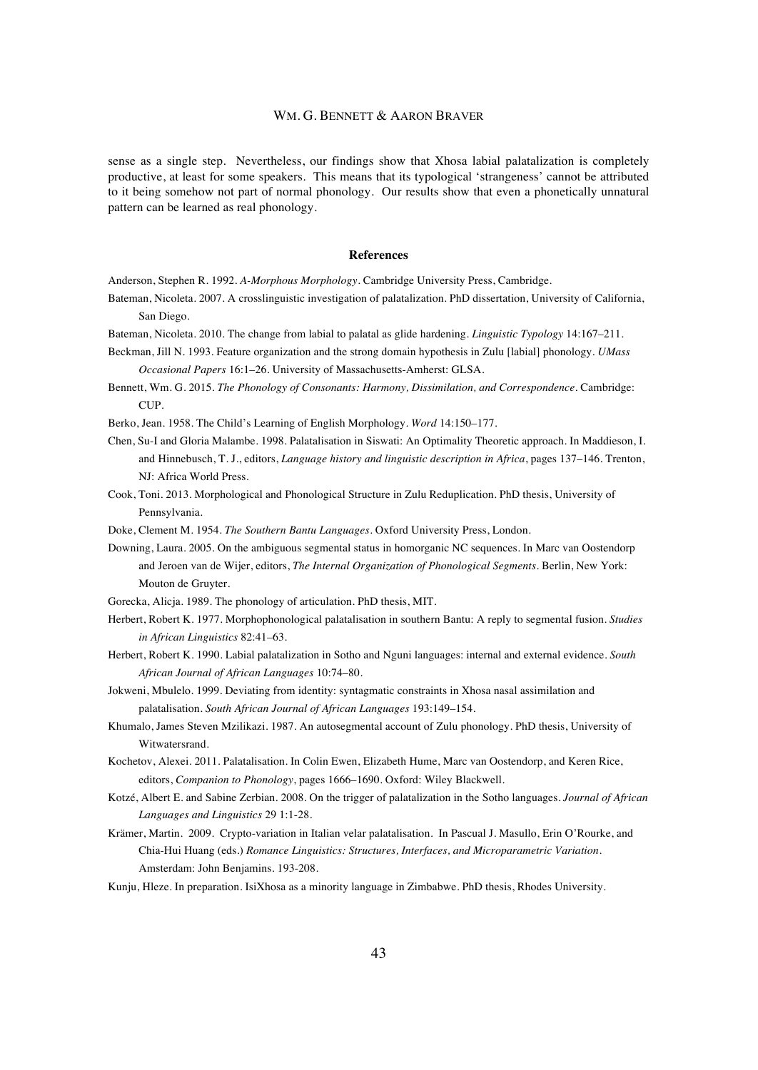sense as a single step. Nevertheless, our findings show that Xhosa labial palatalization is completely productive, at least for some speakers. This means that its typological 'strangeness' cannot be attributed to it being somehow not part of normal phonology. Our results show that even a phonetically unnatural pattern can be learned as real phonology.

## References

Anderson, Stephen R. 1992. *A-Morphous Morphology*. Cambridge University Press, Cambridge.

Bateman, Nicoleta. 2007. A crosslinguistic investigation of palatalization. PhD dissertation, University of California, San Diego.

Bateman, Nicoleta. 2010. The change from labial to palatal as glide hardening. *Linguistic Typology* 14:167–211.

Beckman, Jill N. 1993. Feature organization and the strong domain hypothesis in Zulu [labial] phonology. *UMass Occasional Papers* 16:1–26. University of Massachusetts-Amherst: GLSA.

Bennett, Wm. G. 2015. *The Phonology of Consonants: Harmony, Dissimilation, and Correspondence*. Cambridge: CUP.

Berko, Jean. 1958. The Child's Learning of English Morphology. *Word* 14:150–177.

Chen, Su-I and Gloria Malambe. 1998. Palatalisation in Siswati: An Optimality Theoretic approach. In Maddieson, I. and Hinnebusch, T. J., editors, *Language history and linguistic description in Africa*, pages 137–146. Trenton, NJ: Africa World Press.

Cook, Toni. 2013. Morphological and Phonological Structure in Zulu Reduplication. PhD thesis, University of Pennsylvania.

Doke, Clement M. 1954. *The Southern Bantu Languages*. Oxford University Press, London.

Downing, Laura. 2005. On the ambiguous segmental status in homorganic NC sequences. In Marc van Oostendorp and Jeroen van de Wijer, editors, *The Internal Organization of Phonological Segments*. Berlin, New York: Mouton de Gruyter.

Gorecka, Alicja. 1989. The phonology of articulation. PhD thesis, MIT.

Herbert, Robert K. 1977. Morphophonological palatalisation in southern Bantu: A reply to segmental fusion. *Studies in African Linguistics* 82:41–63.

Herbert, Robert K. 1990. Labial palatalization in Sotho and Nguni languages: internal and external evidence. *South African Journal of African Languages* 10:74–80.

Jokweni, Mbulelo. 1999. Deviating from identity: syntagmatic constraints in Xhosa nasal assimilation and palatalisation. *South African Journal of African Languages* 193:149–154.

Khumalo, James Steven Mzilikazi. 1987. An autosegmental account of Zulu phonology. PhD thesis, University of Witwatersrand.

Kochetov, Alexei. 2011. Palatalisation. In Colin Ewen, Elizabeth Hume, Marc van Oostendorp, and Keren Rice, editors, *Companion to Phonology*, pages 1666–1690. Oxford: Wiley Blackwell.

Kotzé, Albert E. and Sabine Zerbian. 2008. On the trigger of palatalization in the Sotho languages. *Journal of African Languages and Linguistics* 29 1:1-28.

Krämer, Martin. 2009. Crypto-variation in Italian velar palatalisation. In Pascual J. Masullo, Erin O'Rourke, and Chia-Hui Huang (eds.) *Romance Linguistics: Structures, Interfaces, and Microparametric Variation*. Amsterdam: John Benjamins. 193-208.

Kunju, Hleze. In preparation. IsiXhosa as a minority language in Zimbabwe. PhD thesis, Rhodes University.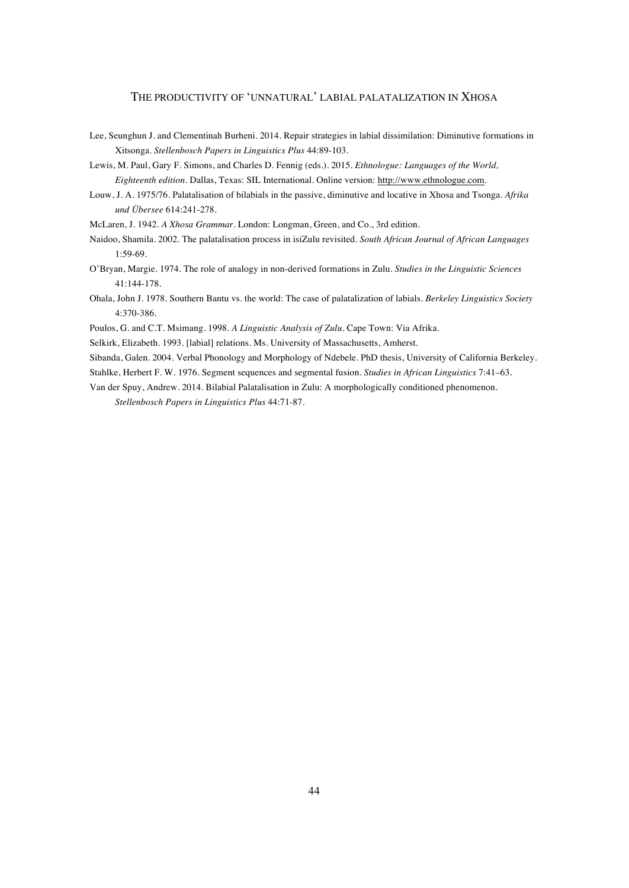Lee, Seunghun J. and Clementinah Burheni. 2014. Repair strategies in labial dissimilation: Diminutive formations in Xitsonga. *Stellenbosch Papers in Linguistics Plus* 44:89-103.

Lewis, M. Paul, Gary F. Simons, and Charles D. Fennig (eds.). 2015. *Ethnologue: Languages of the World, Eighteenth edition*. Dallas, Texas: SIL International. Online version: http://www.ethnologue.com.

Louw, J. A. 1975/76. Palatalisation of bilabials in the passive, diminutive and locative in Xhosa and Tsonga. *Afrika und Übersee* 614:241-278.

McLaren, J. 1942. *A Xhosa Grammar*. London: Longman, Green, and Co., 3rd edition.

Naidoo, Shamila. 2002. The palatalisation process in isiZulu revisited. *South African Journal of African Languages* 1:59-69.

O'Bryan, Margie. 1974. The role of analogy in non-derived formations in Zulu. *Studies in the Linguistic Sciences* 41:144-178.

Ohala, John J. 1978. Southern Bantu vs. the world: The case of palatalization of labials. *Berkeley Linguistics Society* 4:370-386.

Poulos, G. and C.T. Msimang. 1998. *A Linguistic Analysis of Zulu*. Cape Town: Via Afrika.

Selkirk, Elizabeth. 1993. [labial] relations. Ms. University of Massachusetts, Amherst.

Sibanda, Galen. 2004. Verbal Phonology and Morphology of Ndebele. PhD thesis, University of California Berkeley.

Stahlke, Herbert F. W. 1976. Segment sequences and segmental fusion. *Studies in African Linguistics* 7:41–63.

Van der Spuy, Andrew. 2014. Bilabial Palatalisation in Zulu: A morphologically conditioned phenomenon. *Stellenbosch Papers in Linguistics Plus* 44:71-87.